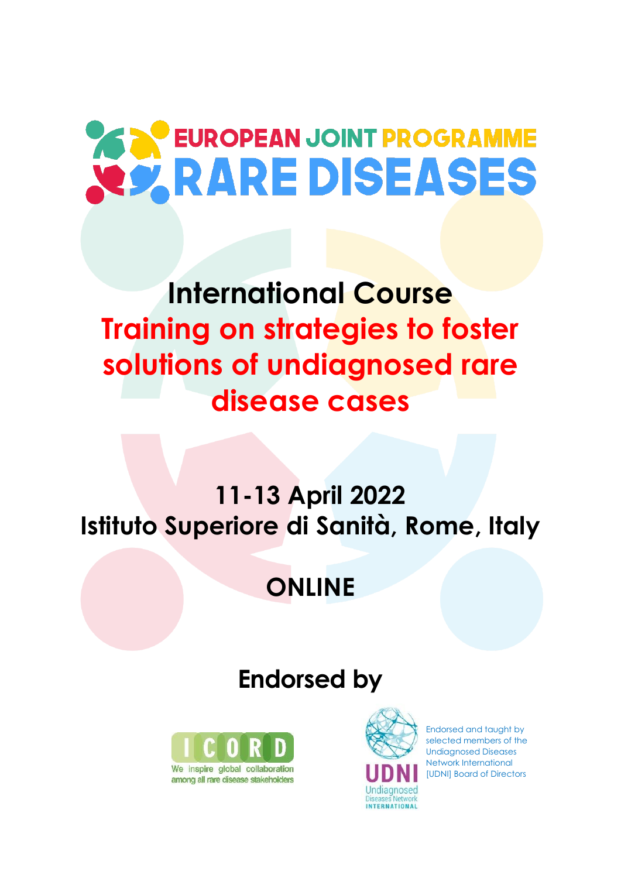# EUROPEAN JOINT PROGRAMME RARE DISEASES

## International Course

## Training on strategies to foster solutions of undiagnosed rare disease cases

## 11-13 April 2022

## Istituto Superiore di Sanità, Rome, Italy

## ONLINE

## Endorsed by

ICORD
We inspire global collaboration among all rare disease stakeholders

UDNI Undiagnosed Diseases Network INTERNATIONAL

Endorsed and taught by selected members of the Undiagnosed Diseases Network International [UDNI] Board of Directors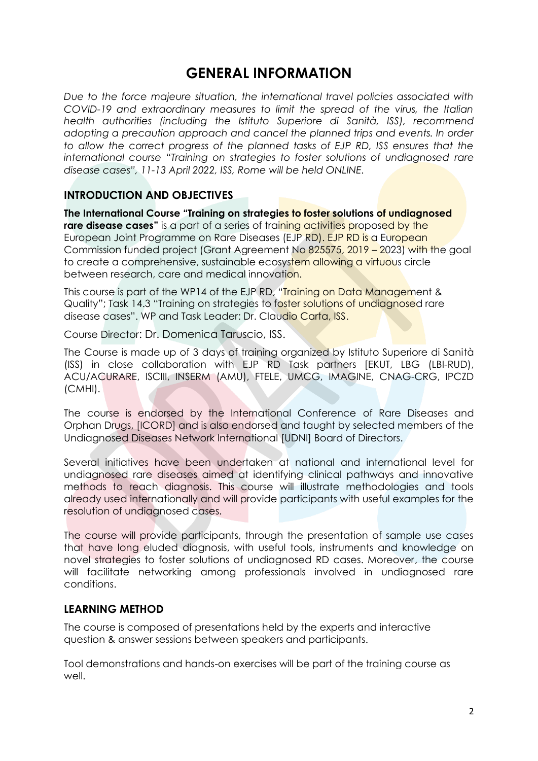# GENERAL INFORMATION

*Due to the force majeure situation, the international travel policies associated with COVID-19 and extraordinary measures to limit the spread of the virus, the Italian health authorities (including the Istituto Superiore di Sanità, ISS), recommend adopting a precaution approach and cancel the planned trips and events. In order to allow the correct progress of the planned tasks of EJP RD, ISS ensures that the international course "Training on strategies to foster solutions of undiagnosed rare disease cases", 11-13 April 2022, ISS, Rome will be held ONLINE.*

## INTRODUCTION AND OBJECTIVES

**The International Course "Training on strategies to foster solutions of undiagnosed rare disease cases"** is a part of a series of training activities proposed by the European Joint Programme on Rare Diseases (EJP RD). EJP RD is a European Commission funded project (Grant Agreement No 825575, 2019 – 2023) with the goal to create a comprehensive, sustainable ecosystem allowing a virtuous circle between research, care and medical innovation.

This course is part of the WP14 of the EJP RD, "Training on Data Management & Quality"; Task 14.3 "Training on strategies to foster solutions of undiagnosed rare disease cases". WP and Task Leader: Dr. Claudio Carta, ISS.

Course Director: Dr. Domenica Taruscio, ISS.

The Course is made up of 3 days of training organized by Istituto Superiore di Sanità (ISS) in close collaboration with EJP RD Task partners [EKUT, LBG (LBI-RUD), ACU/ACURARE, ISCIII, INSERM (AMU), FTELE, UMCG, IMAGINE, CNAG-CRG, IPCZD (CMHI).

The course is endorsed by the International Conference of Rare Diseases and Orphan Drugs, [ICORD] and is also endorsed and taught by selected members of the Undiagnosed Diseases Network International [UDNI] Board of Directors.

Several initiatives have been undertaken at national and international level for undiagnosed rare diseases aimed at identifying clinical pathways and innovative methods to reach diagnosis. This course will illustrate methodologies and tools already used internationally and will provide participants with useful examples for the resolution of undiagnosed cases.

The course will provide participants, through the presentation of sample use cases that have long eluded diagnosis, with useful tools, instruments and knowledge on novel strategies to foster solutions of undiagnosed RD cases. Moreover, the course will facilitate networking among professionals involved in undiagnosed rare conditions.

## LEARNING METHOD

The course is composed of presentations held by the experts and interactive question & answer sessions between speakers and participants.

Tool demonstrations and hands-on exercises will be part of the training course as well.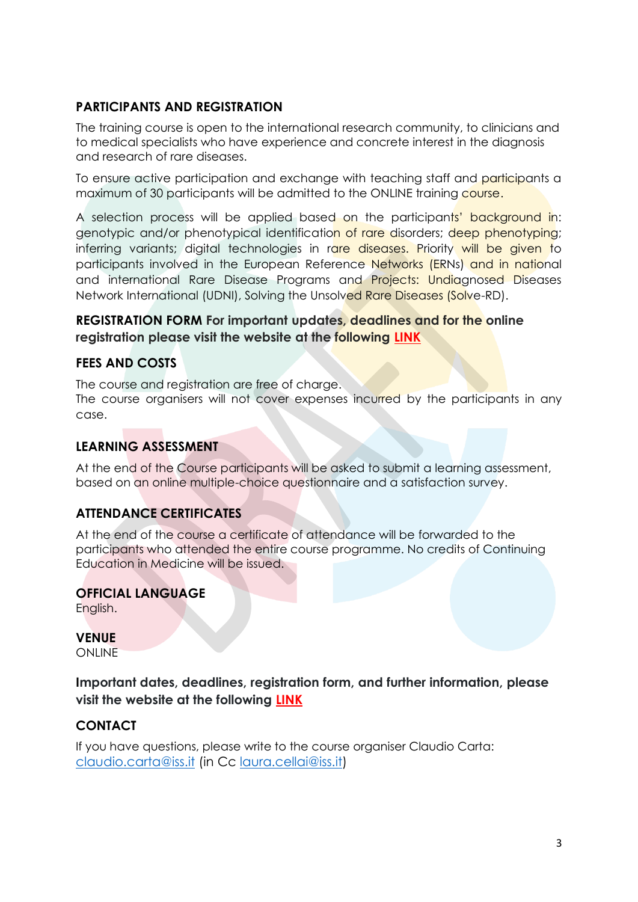## PARTICIPANTS AND REGISTRATION

The training course is open to the international research community, to clinicians and to medical specialists who have experience and concrete interest in the diagnosis and research of rare diseases.

To ensure active participation and exchange with teaching staff and participants a maximum of 30 participants will be admitted to the ONLINE training course.

A selection process will be applied based on the participants' background in: genotypic and/or phenotypical identification of rare disorders; deep phenotyping; inferring variants; digital technologies in rare diseases. Priority will be given to participants involved in the European Reference Networks (ERNs) and in national and international Rare Disease Programs and Projects: Undiagnosed Diseases Network International (UDNI), Solving the Unsolved Rare Diseases (Solve-RD).

**REGISTRATION FORM For important updates, deadlines and for the online registration please visit the website at the following LINK**

## FEES AND COSTS

The course and registration are free of charge.
The course organisers will not cover expenses incurred by the participants in any case.

## LEARNING ASSESSMENT

At the end of the Course participants will be asked to submit a learning assessment, based on an online multiple-choice questionnaire and a satisfaction survey.

## ATTENDANCE CERTIFICATES

At the end of the course a certificate of attendance will be forwarded to the participants who attended the entire course programme. No credits of Continuing Education in Medicine will be issued.

## OFFICIAL LANGUAGE

English.

## VENUE

ONLINE

**Important dates, deadlines, registration form, and further information, please visit the website at the following LINK**

## CONTACT

If you have questions, please write to the course organiser Claudio Carta: claudio.carta@iss.it (in Cc laura.cellai@iss.it)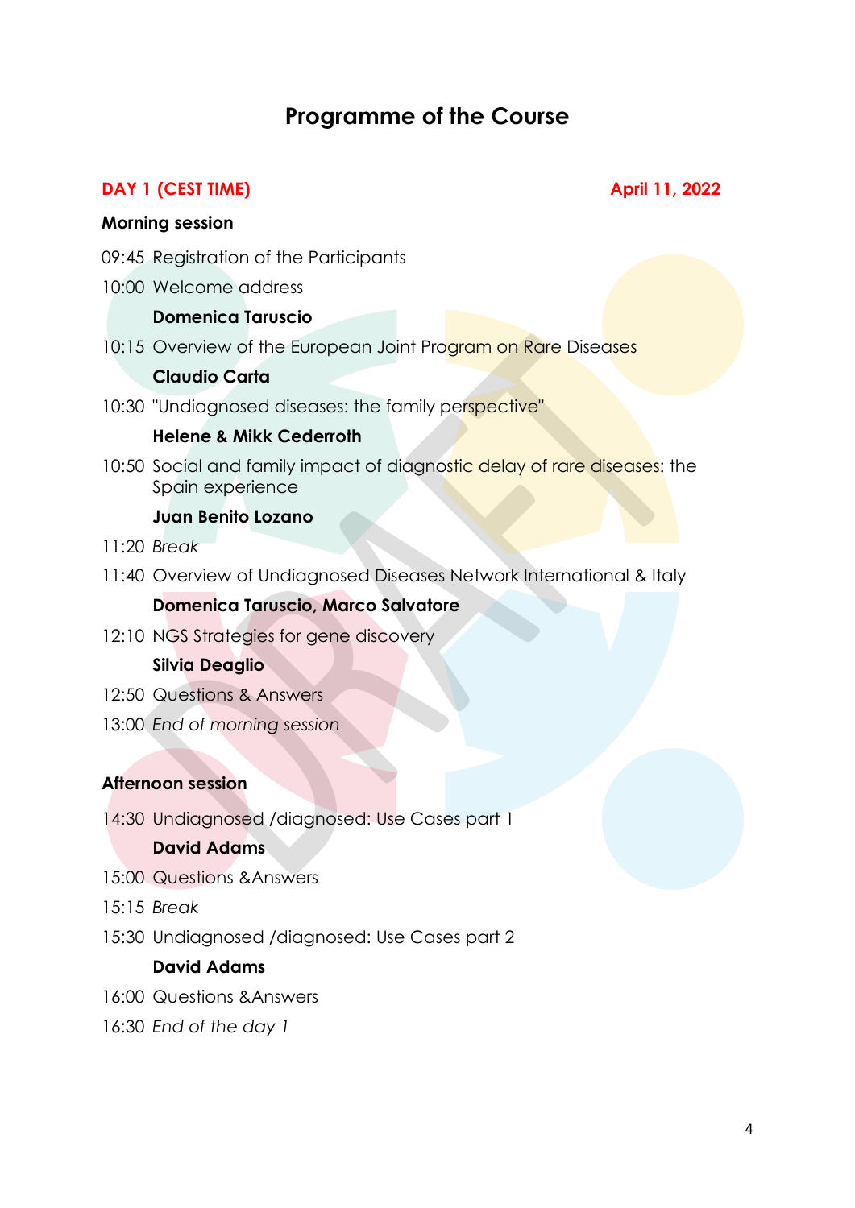# Programme of the Course

**DAY 1 (CEST TIME)** **April 11, 2022**

**Morning session**

09:45 Registration of the Participants

10:00 Welcome address

**Domenica Taruscio**

10:15 Overview of the European Joint Program on Rare Diseases

**Claudio Carta**

10:30 "Undiagnosed diseases: the family perspective"

**Helene & Mikk Cederroth**

10:50 Social and family impact of diagnostic delay of rare diseases: the Spain experience

**Juan Benito Lozano**

11:20 *Break*

11:40 Overview of Undiagnosed Diseases Network International & Italy

**Domenica Taruscio, Marco Salvatore**

12:10 NGS Strategies for gene discovery

**Silvia Deaglio**

12:50 Questions & Answers

13:00 *End of morning session*

**Afternoon session**

14:30 Undiagnosed /diagnosed: Use Cases part 1

**David Adams**

15:00 Questions &Answers

15:15 *Break*

15:30 Undiagnosed /diagnosed: Use Cases part 2

**David Adams**

16:00 Questions &Answers

16:30 *End of the day 1*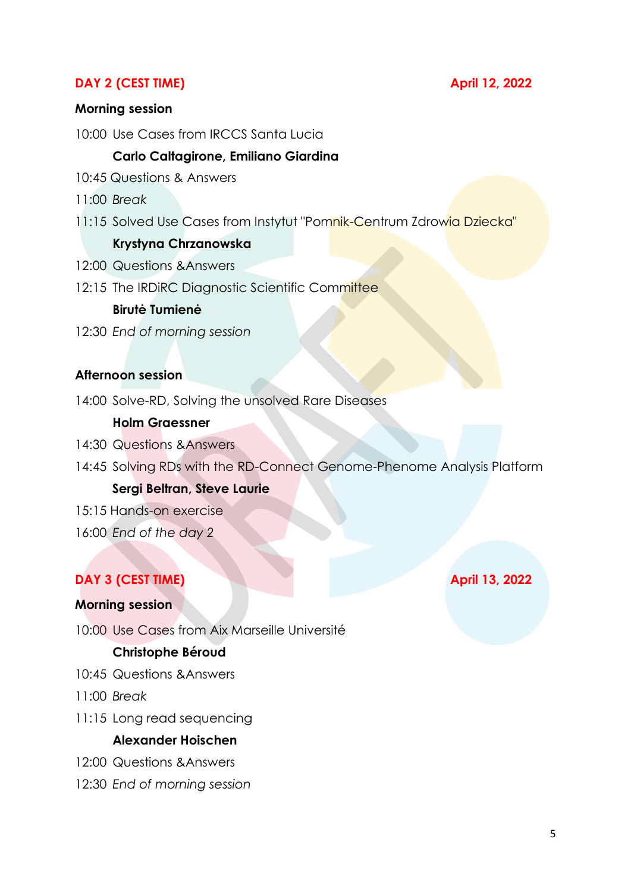## DAY 2 (CEST TIME) — April 12, 2022

**Morning session**

10:00 Use Cases from IRCCS Santa Lucia

**Carlo Caltagirone, Emiliano Giardina**

10:45 Questions & Answers

11:00 *Break*

11:15 Solved Use Cases from Instytut "Pomnik-Centrum Zdrowia Dziecka"

**Krystyna Chrzanowska**

12:00 Questions &Answers

12:15 The IRDiRC Diagnostic Scientific Committee

**Birutė Tumienė**

12:30 *End of morning session*

**Afternoon session**

14:00 Solve-RD, Solving the unsolved Rare Diseases

**Holm Graessner**

14:30 Questions &Answers

14:45 Solving RDs with the RD-Connect Genome-Phenome Analysis Platform

**Sergi Beltran, Steve Laurie**

15:15 Hands-on exercise

16:00 *End of the day 2*

## DAY 3 (CEST TIME) — April 13, 2022

**Morning session**

10:00 Use Cases from Aix Marseille Université

**Christophe Béroud**

10:45 Questions &Answers

11:00 *Break*

11:15 Long read sequencing

**Alexander Hoischen**

12:00 Questions &Answers

12:30 *End of morning session*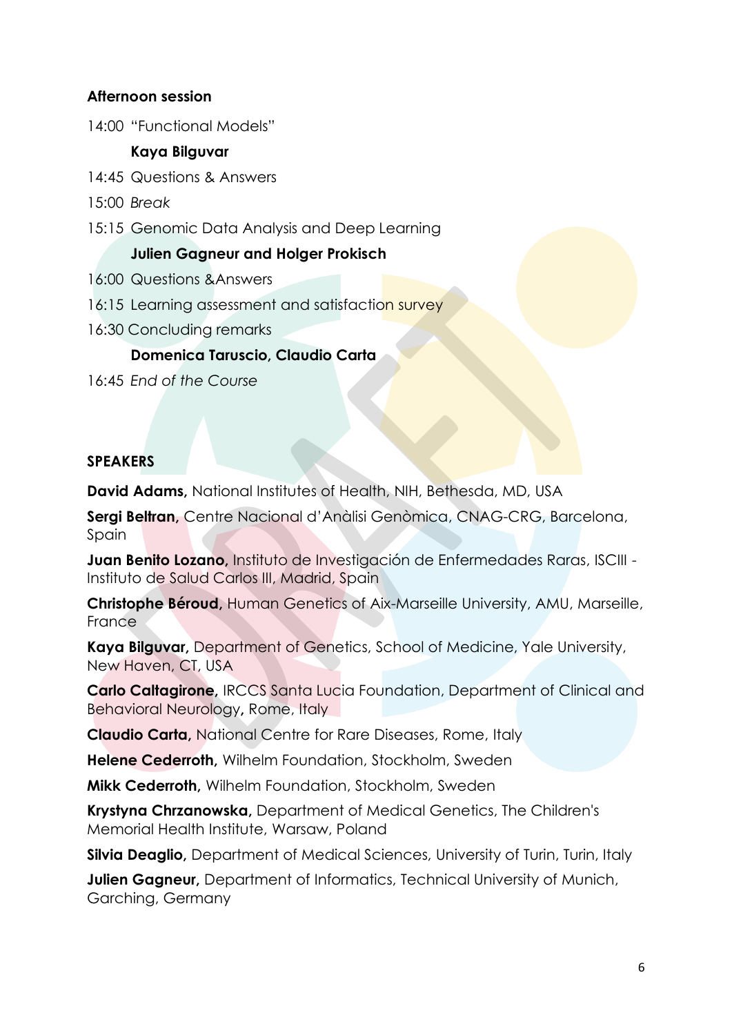**Afternoon session**

14:00 "Functional Models"

**Kaya Bilguvar**

14:45 Questions & Answers

15:00 *Break*

15:15 Genomic Data Analysis and Deep Learning

**Julien Gagneur and Holger Prokisch**

16:00 Questions &Answers

16:15 Learning assessment and satisfaction survey

16:30 Concluding remarks

**Domenica Taruscio, Claudio Carta**

16:45 *End of the Course*

**SPEAKERS**

**David Adams,** National Institutes of Health, NIH, Bethesda, MD, USA

**Sergi Beltran,** Centre Nacional d'Anàlisi Genòmica, CNAG-CRG, Barcelona, Spain

**Juan Benito Lozano,** Instituto de Investigación de Enfermedades Raras, ISCIII - Instituto de Salud Carlos III, Madrid, Spain

**Christophe Béroud,** Human Genetics of Aix-Marseille University, AMU, Marseille, France

**Kaya Bilguvar,** Department of Genetics, School of Medicine, Yale University, New Haven, CT, USA

**Carlo Caltagirone,** IRCCS Santa Lucia Foundation, Department of Clinical and Behavioral Neurology**,** Rome, Italy

**Claudio Carta,** National Centre for Rare Diseases, Rome, Italy

**Helene Cederroth,** Wilhelm Foundation, Stockholm, Sweden

**Mikk Cederroth,** Wilhelm Foundation, Stockholm, Sweden

**Krystyna Chrzanowska,** Department of Medical Genetics, The Children's Memorial Health Institute, Warsaw, Poland

**Silvia Deaglio,** Department of Medical Sciences, University of Turin, Turin, Italy

**Julien Gagneur,** Department of Informatics, Technical University of Munich, Garching, Germany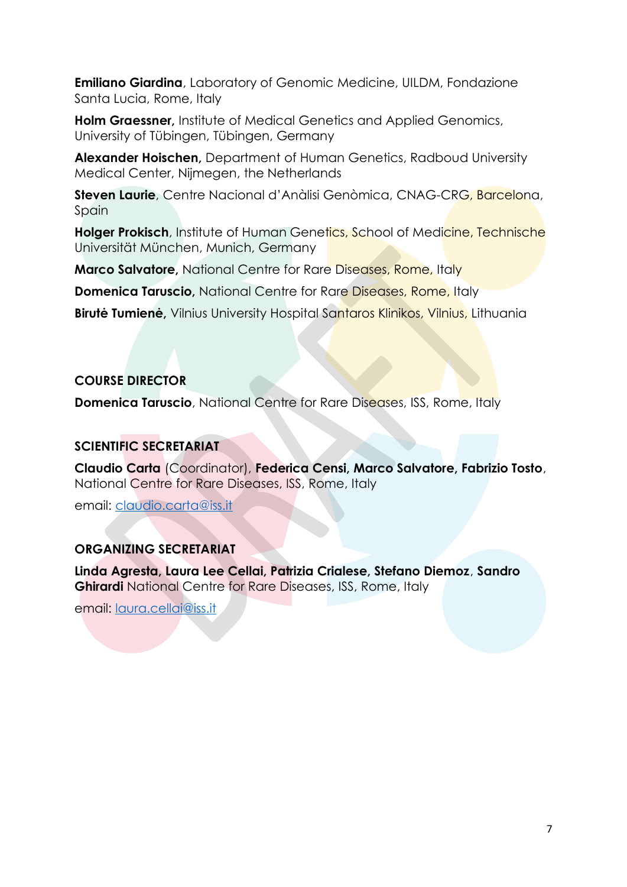**Emiliano Giardina**, Laboratory of Genomic Medicine, UILDM, Fondazione Santa Lucia, Rome, Italy

**Holm Graessner,** Institute of Medical Genetics and Applied Genomics, University of Tübingen, Tübingen, Germany

**Alexander Hoischen,** Department of Human Genetics, Radboud University Medical Center, Nijmegen, the Netherlands

**Steven Laurie**, Centre Nacional d'Anàlisi Genòmica, CNAG-CRG, Barcelona, Spain

**Holger Prokisch**, Institute of Human Genetics, School of Medicine, Technische Universität München, Munich, Germany

**Marco Salvatore,** National Centre for Rare Diseases, Rome, Italy

**Domenica Taruscio,** National Centre for Rare Diseases, Rome, Italy

**Birutė Tumienė,** Vilnius University Hospital Santaros Klinikos, Vilnius, Lithuania

## COURSE DIRECTOR

**Domenica Taruscio**, National Centre for Rare Diseases, ISS, Rome, Italy

## SCIENTIFIC SECRETARIAT

**Claudio Carta** (Coordinator), **Federica Censi, Marco Salvatore, Fabrizio Tosto**, National Centre for Rare Diseases, ISS, Rome, Italy

email: claudio.carta@iss.it

## ORGANIZING SECRETARIAT

**Linda Agresta, Laura Lee Cellai, Patrizia Crialese, Stefano Diemoz**, **Sandro Ghirardi** National Centre for Rare Diseases, ISS, Rome, Italy

email: laura.cellai@iss.it